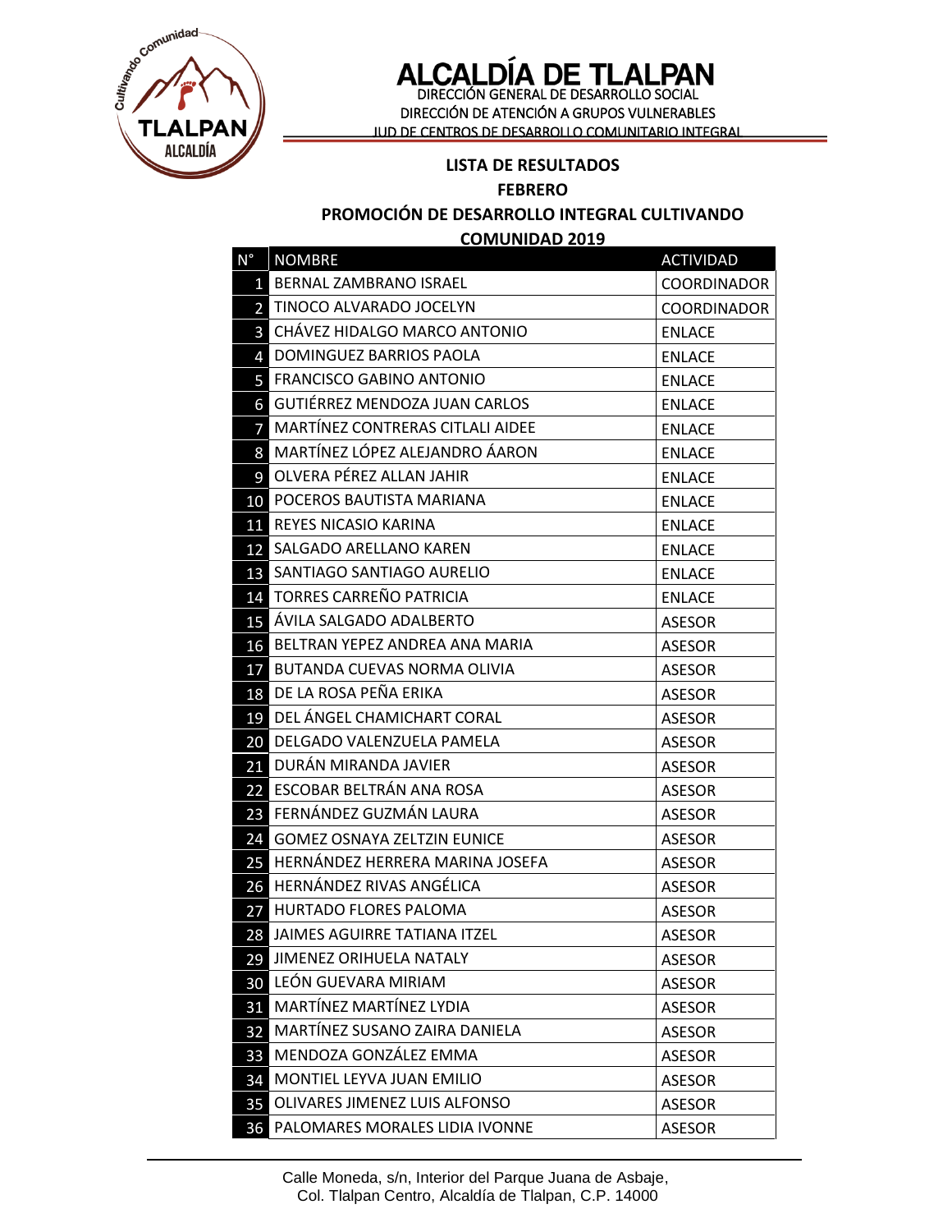# ALCALDÍA DE TLALPAN

DIRECCIÓN GENERAL DE DESARROLLO SOCIAL
DIRECCIÓN DE ATENCIÓN A GRUPOS VULNERABLES
JUD DE CENTROS DE DESARROLLO COMUNITARIO INTEGRAL

**LISTA DE RESULTADOS**

**FEBRERO**

**PROMOCIÓN DE DESARROLLO INTEGRAL CULTIVANDO COMUNIDAD 2019**

| N° | NOMBRE | ACTIVIDAD |
|---|---|---|
| 1 | BERNAL ZAMBRANO ISRAEL | COORDINADOR |
| 2 | TINOCO ALVARADO JOCELYN | COORDINADOR |
| 3 | CHÁVEZ HIDALGO MARCO ANTONIO | ENLACE |
| 4 | DOMINGUEZ BARRIOS PAOLA | ENLACE |
| 5 | FRANCISCO GABINO ANTONIO | ENLACE |
| 6 | GUTIÉRREZ MENDOZA JUAN CARLOS | ENLACE |
| 7 | MARTÍNEZ CONTRERAS CITLALI AIDEE | ENLACE |
| 8 | MARTÍNEZ LÓPEZ ALEJANDRO ÁARON | ENLACE |
| 9 | OLVERA PÉREZ ALLAN JAHIR | ENLACE |
| 10 | POCEROS BAUTISTA MARIANA | ENLACE |
| 11 | REYES NICASIO KARINA | ENLACE |
| 12 | SALGADO ARELLANO KAREN | ENLACE |
| 13 | SANTIAGO SANTIAGO AURELIO | ENLACE |
| 14 | TORRES CARREÑO PATRICIA | ENLACE |
| 15 | ÁVILA SALGADO ADALBERTO | ASESOR |
| 16 | BELTRAN YEPEZ ANDREA ANA MARIA | ASESOR |
| 17 | BUTANDA CUEVAS NORMA OLIVIA | ASESOR |
| 18 | DE LA ROSA PEÑA ERIKA | ASESOR |
| 19 | DEL ÁNGEL CHAMICHART CORAL | ASESOR |
| 20 | DELGADO VALENZUELA PAMELA | ASESOR |
| 21 | DURÁN MIRANDA JAVIER | ASESOR |
| 22 | ESCOBAR BELTRÁN ANA ROSA | ASESOR |
| 23 | FERNÁNDEZ GUZMÁN LAURA | ASESOR |
| 24 | GOMEZ OSNAYA ZELTZIN EUNICE | ASESOR |
| 25 | HERNÁNDEZ HERRERA MARINA JOSEFA | ASESOR |
| 26 | HERNÁNDEZ RIVAS ANGÉLICA | ASESOR |
| 27 | HURTADO FLORES PALOMA | ASESOR |
| 28 | JAIMES AGUIRRE TATIANA ITZEL | ASESOR |
| 29 | JIMENEZ ORIHUELA NATALY | ASESOR |
| 30 | LEÓN GUEVARA MIRIAM | ASESOR |
| 31 | MARTÍNEZ MARTÍNEZ LYDIA | ASESOR |
| 32 | MARTÍNEZ SUSANO ZAIRA DANIELA | ASESOR |
| 33 | MENDOZA GONZÁLEZ EMMA | ASESOR |
| 34 | MONTIEL LEYVA JUAN EMILIO | ASESOR |
| 35 | OLIVARES JIMENEZ LUIS ALFONSO | ASESOR |
| 36 | PALOMARES MORALES LIDIA IVONNE | ASESOR |

Calle Moneda, s/n, Interior del Parque Juana de Asbaje,
Col. Tlalpan Centro, Alcaldía de Tlalpan, C.P. 14000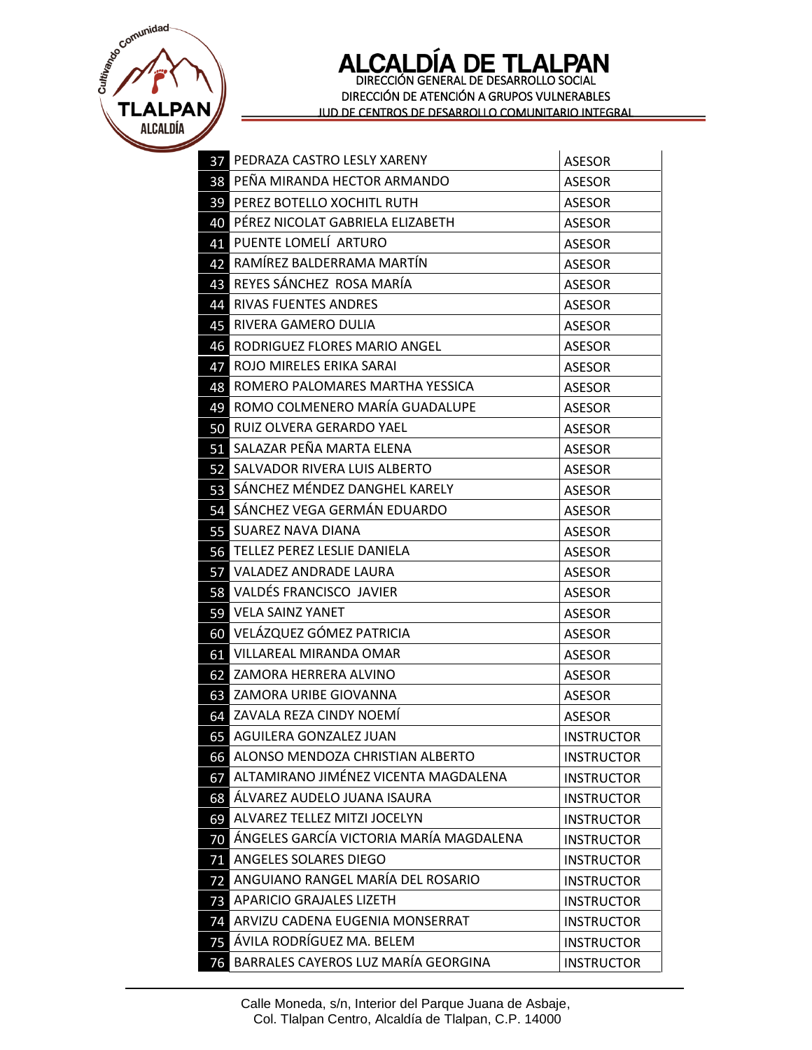# ALCALDÍA DE TLALPAN

DIRECCIÓN GENERAL DE DESARROLLO SOCIAL
DIRECCIÓN DE ATENCIÓN A GRUPOS VULNERABLES
JUD DE CENTROS DE DESARROLLO COMUNITARIO INTEGRAL

| | | |
|---|---|---|
| 37 | PEDRAZA CASTRO LESLY XARENY | ASESOR |
| 38 | PEÑA MIRANDA HECTOR ARMANDO | ASESOR |
| 39 | PEREZ BOTELLO XOCHITL RUTH | ASESOR |
| 40 | PÉREZ NICOLAT GABRIELA ELIZABETH | ASESOR |
| 41 | PUENTE LOMELÍ ARTURO | ASESOR |
| 42 | RAMÍREZ BALDERRAMA MARTÍN | ASESOR |
| 43 | REYES SÁNCHEZ ROSA MARÍA | ASESOR |
| 44 | RIVAS FUENTES ANDRES | ASESOR |
| 45 | RIVERA GAMERO DULIA | ASESOR |
| 46 | RODRIGUEZ FLORES MARIO ANGEL | ASESOR |
| 47 | ROJO MIRELES ERIKA SARAI | ASESOR |
| 48 | ROMERO PALOMARES MARTHA YESSICA | ASESOR |
| 49 | ROMO COLMENERO MARÍA GUADALUPE | ASESOR |
| 50 | RUIZ OLVERA GERARDO YAEL | ASESOR |
| 51 | SALAZAR PEÑA MARTA ELENA | ASESOR |
| 52 | SALVADOR RIVERA LUIS ALBERTO | ASESOR |
| 53 | SÁNCHEZ MÉNDEZ DANGHEL KARELY | ASESOR |
| 54 | SÁNCHEZ VEGA GERMÁN EDUARDO | ASESOR |
| 55 | SUAREZ NAVA DIANA | ASESOR |
| 56 | TELLEZ PEREZ LESLIE DANIELA | ASESOR |
| 57 | VALADEZ ANDRADE LAURA | ASESOR |
| 58 | VALDÉS FRANCISCO JAVIER | ASESOR |
| 59 | VELA SAINZ YANET | ASESOR |
| 60 | VELÁZQUEZ GÓMEZ PATRICIA | ASESOR |
| 61 | VILLAREAL MIRANDA OMAR | ASESOR |
| 62 | ZAMORA HERRERA ALVINO | ASESOR |
| 63 | ZAMORA URIBE GIOVANNA | ASESOR |
| 64 | ZAVALA REZA CINDY NOEMÍ | ASESOR |
| 65 | AGUILERA GONZALEZ JUAN | INSTRUCTOR |
| 66 | ALONSO MENDOZA CHRISTIAN ALBERTO | INSTRUCTOR |
| 67 | ALTAMIRANO JIMÉNEZ VICENTA MAGDALENA | INSTRUCTOR |
| 68 | ÁLVAREZ AUDELO JUANA ISAURA | INSTRUCTOR |
| 69 | ALVAREZ TELLEZ MITZI JOCELYN | INSTRUCTOR |
| 70 | ÁNGELES GARCÍA VICTORIA MARÍA MAGDALENA | INSTRUCTOR |
| 71 | ANGELES SOLARES DIEGO | INSTRUCTOR |
| 72 | ANGUIANO RANGEL MARÍA DEL ROSARIO | INSTRUCTOR |
| 73 | APARICIO GRAJALES LIZETH | INSTRUCTOR |
| 74 | ARVIZU CADENA EUGENIA MONSERRAT | INSTRUCTOR |
| 75 | ÁVILA RODRÍGUEZ MA. BELEM | INSTRUCTOR |
| 76 | BARRALES CAYEROS LUZ MARÍA GEORGINA | INSTRUCTOR |

Calle Moneda, s/n, Interior del Parque Juana de Asbaje,
Col. Tlalpan Centro, Alcaldía de Tlalpan, C.P. 14000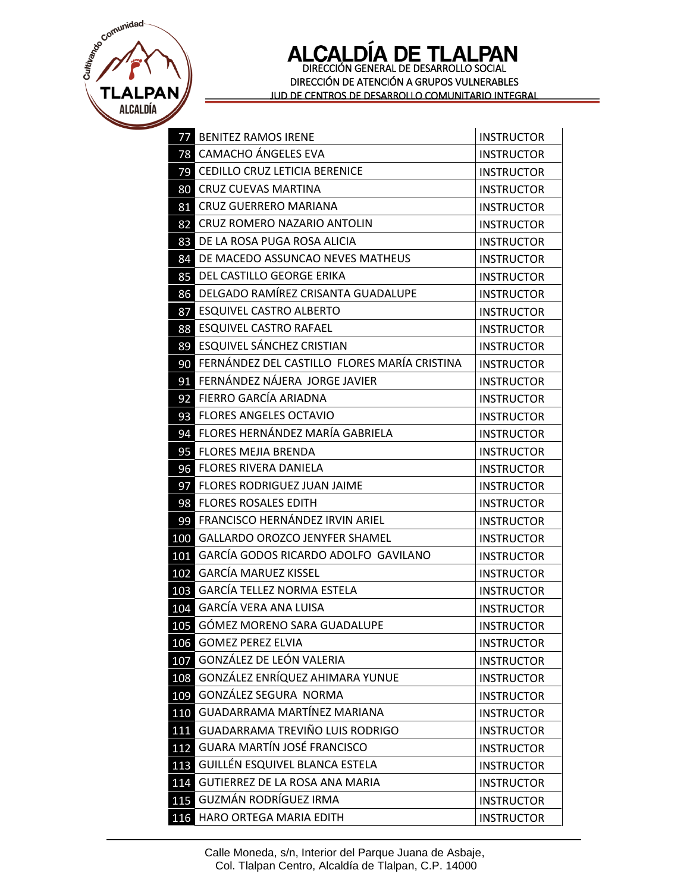# ALCALDÍA DE TLALPAN

DIRECCIÓN GENERAL DE DESARROLLO SOCIAL
DIRECCIÓN DE ATENCIÓN A GRUPOS VULNERABLES
JUD DE CENTROS DE DESARROLLO COMUNITARIO INTEGRAL

| | | |
|---|---|---|
| 77 | BENITEZ RAMOS IRENE | INSTRUCTOR |
| 78 | CAMACHO ÁNGELES EVA | INSTRUCTOR |
| 79 | CEDILLO CRUZ LETICIA BERENICE | INSTRUCTOR |
| 80 | CRUZ CUEVAS MARTINA | INSTRUCTOR |
| 81 | CRUZ GUERRERO MARIANA | INSTRUCTOR |
| 82 | CRUZ ROMERO NAZARIO ANTOLIN | INSTRUCTOR |
| 83 | DE LA ROSA PUGA ROSA ALICIA | INSTRUCTOR |
| 84 | DE MACEDO ASSUNCAO NEVES MATHEUS | INSTRUCTOR |
| 85 | DEL CASTILLO GEORGE ERIKA | INSTRUCTOR |
| 86 | DELGADO RAMÍREZ CRISANTA GUADALUPE | INSTRUCTOR |
| 87 | ESQUIVEL CASTRO ALBERTO | INSTRUCTOR |
| 88 | ESQUIVEL CASTRO RAFAEL | INSTRUCTOR |
| 89 | ESQUIVEL SÁNCHEZ CRISTIAN | INSTRUCTOR |
| 90 | FERNÁNDEZ DEL CASTILLO FLORES MARÍA CRISTINA | INSTRUCTOR |
| 91 | FERNÁNDEZ NÁJERA JORGE JAVIER | INSTRUCTOR |
| 92 | FIERRO GARCÍA ARIADNA | INSTRUCTOR |
| 93 | FLORES ANGELES OCTAVIO | INSTRUCTOR |
| 94 | FLORES HERNÁNDEZ MARÍA GABRIELA | INSTRUCTOR |
| 95 | FLORES MEJIA BRENDA | INSTRUCTOR |
| 96 | FLORES RIVERA DANIELA | INSTRUCTOR |
| 97 | FLORES RODRIGUEZ JUAN JAIME | INSTRUCTOR |
| 98 | FLORES ROSALES EDITH | INSTRUCTOR |
| 99 | FRANCISCO HERNÁNDEZ IRVIN ARIEL | INSTRUCTOR |
| 100 | GALLARDO OROZCO JENYFER SHAMEL | INSTRUCTOR |
| 101 | GARCÍA GODOS RICARDO ADOLFO GAVILANO | INSTRUCTOR |
| 102 | GARCÍA MARUEZ KISSEL | INSTRUCTOR |
| 103 | GARCÍA TELLEZ NORMA ESTELA | INSTRUCTOR |
| 104 | GARCÍA VERA ANA LUISA | INSTRUCTOR |
| 105 | GÓMEZ MORENO SARA GUADALUPE | INSTRUCTOR |
| 106 | GOMEZ PEREZ ELVIA | INSTRUCTOR |
| 107 | GONZÁLEZ DE LEÓN VALERIA | INSTRUCTOR |
| 108 | GONZÁLEZ ENRÍQUEZ AHIMARA YUNUE | INSTRUCTOR |
| 109 | GONZÁLEZ SEGURA NORMA | INSTRUCTOR |
| 110 | GUADARRAMA MARTÍNEZ MARIANA | INSTRUCTOR |
| 111 | GUADARRAMA TREVIÑO LUIS RODRIGO | INSTRUCTOR |
| 112 | GUARA MARTÍN JOSÉ FRANCISCO | INSTRUCTOR |
| 113 | GUILLÉN ESQUIVEL BLANCA ESTELA | INSTRUCTOR |
| 114 | GUTIERREZ DE LA ROSA ANA MARIA | INSTRUCTOR |
| 115 | GUZMÁN RODRÍGUEZ IRMA | INSTRUCTOR |
| 116 | HARO ORTEGA MARIA EDITH | INSTRUCTOR |

Calle Moneda, s/n, Interior del Parque Juana de Asbaje,
Col. Tlalpan Centro, Alcaldía de Tlalpan, C.P. 14000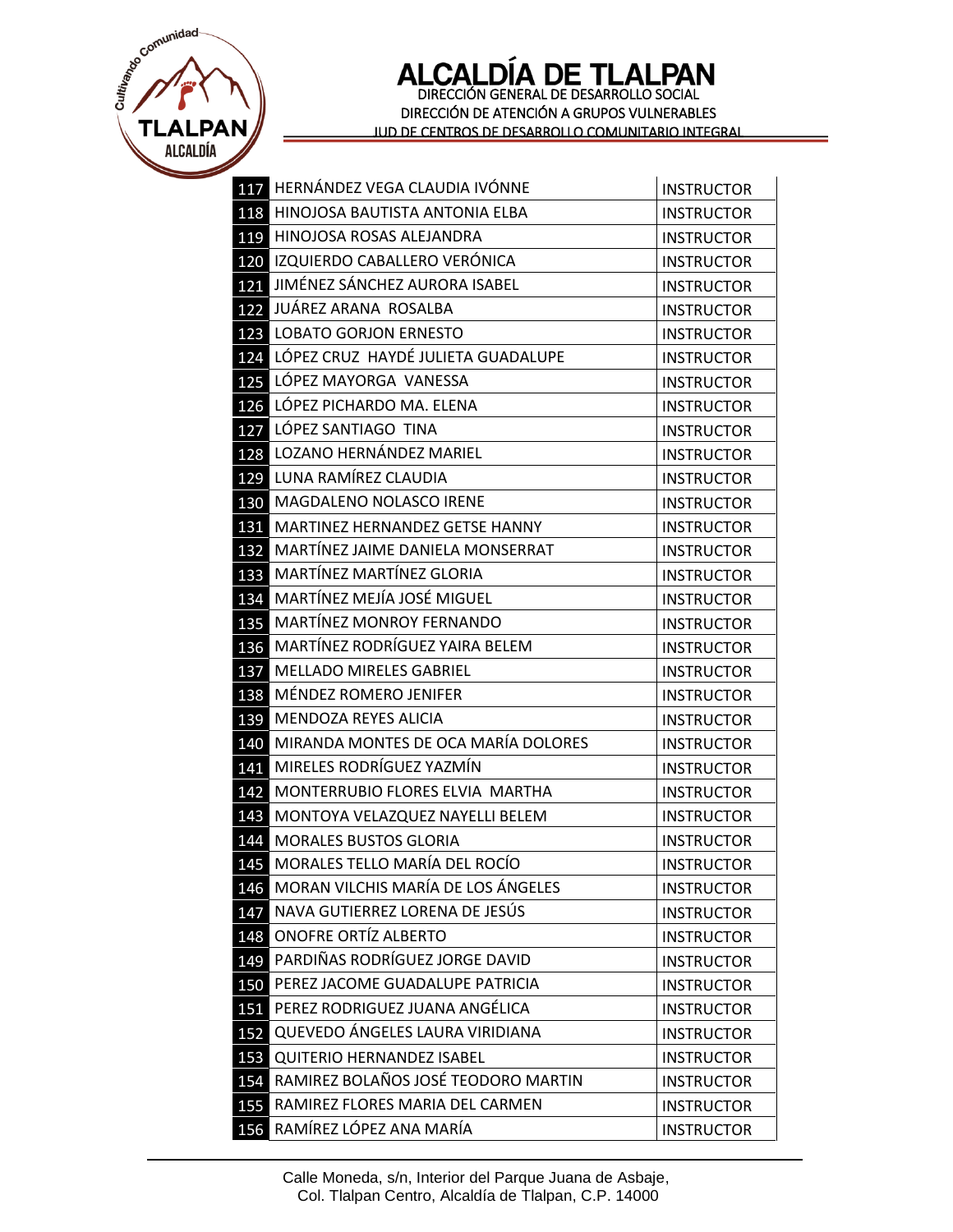# ALCALDÍA DE TLALPAN

DIRECCIÓN GENERAL DE DESARROLLO SOCIAL
DIRECCIÓN DE ATENCIÓN A GRUPOS VULNERABLES
JUD DE CENTROS DE DESARROLLO COMUNITARIO INTEGRAL

| | | |
|---|---|---|
| 117 | HERNÁNDEZ VEGA CLAUDIA IVÓNNE | INSTRUCTOR |
| 118 | HINOJOSA BAUTISTA ANTONIA ELBA | INSTRUCTOR |
| 119 | HINOJOSA ROSAS ALEJANDRA | INSTRUCTOR |
| 120 | IZQUIERDO CABALLERO VERÓNICA | INSTRUCTOR |
| 121 | JIMÉNEZ SÁNCHEZ AURORA ISABEL | INSTRUCTOR |
| 122 | JUÁREZ ARANA ROSALBA | INSTRUCTOR |
| 123 | LOBATO GORJON ERNESTO | INSTRUCTOR |
| 124 | LÓPEZ CRUZ HAYDÉ JULIETA GUADALUPE | INSTRUCTOR |
| 125 | LÓPEZ MAYORGA VANESSA | INSTRUCTOR |
| 126 | LÓPEZ PICHARDO MA. ELENA | INSTRUCTOR |
| 127 | LÓPEZ SANTIAGO TINA | INSTRUCTOR |
| 128 | LOZANO HERNÁNDEZ MARIEL | INSTRUCTOR |
| 129 | LUNA RAMÍREZ CLAUDIA | INSTRUCTOR |
| 130 | MAGDALENO NOLASCO IRENE | INSTRUCTOR |
| 131 | MARTINEZ HERNANDEZ GETSE HANNY | INSTRUCTOR |
| 132 | MARTÍNEZ JAIME DANIELA MONSERRAT | INSTRUCTOR |
| 133 | MARTÍNEZ MARTÍNEZ GLORIA | INSTRUCTOR |
| 134 | MARTÍNEZ MEJÍA JOSÉ MIGUEL | INSTRUCTOR |
| 135 | MARTÍNEZ MONROY FERNANDO | INSTRUCTOR |
| 136 | MARTÍNEZ RODRÍGUEZ YAIRA BELEM | INSTRUCTOR |
| 137 | MELLADO MIRELES GABRIEL | INSTRUCTOR |
| 138 | MÉNDEZ ROMERO JENIFER | INSTRUCTOR |
| 139 | MENDOZA REYES ALICIA | INSTRUCTOR |
| 140 | MIRANDA MONTES DE OCA MARÍA DOLORES | INSTRUCTOR |
| 141 | MIRELES RODRÍGUEZ YAZMÍN | INSTRUCTOR |
| 142 | MONTERRUBIO FLORES ELVIA MARTHA | INSTRUCTOR |
| 143 | MONTOYA VELAZQUEZ NAYELLI BELEM | INSTRUCTOR |
| 144 | MORALES BUSTOS GLORIA | INSTRUCTOR |
| 145 | MORALES TELLO MARÍA DEL ROCÍO | INSTRUCTOR |
| 146 | MORAN VILCHIS MARÍA DE LOS ÁNGELES | INSTRUCTOR |
| 147 | NAVA GUTIERREZ LORENA DE JESÚS | INSTRUCTOR |
| 148 | ONOFRE ORTÍZ ALBERTO | INSTRUCTOR |
| 149 | PARDIÑAS RODRÍGUEZ JORGE DAVID | INSTRUCTOR |
| 150 | PEREZ JACOME GUADALUPE PATRICIA | INSTRUCTOR |
| 151 | PEREZ RODRIGUEZ JUANA ANGÉLICA | INSTRUCTOR |
| 152 | QUEVEDO ÁNGELES LAURA VIRIDIANA | INSTRUCTOR |
| 153 | QUITERIO HERNANDEZ ISABEL | INSTRUCTOR |
| 154 | RAMIREZ BOLAÑOS JOSÉ TEODORO MARTIN | INSTRUCTOR |
| 155 | RAMIREZ FLORES MARIA DEL CARMEN | INSTRUCTOR |
| 156 | RAMÍREZ LÓPEZ ANA MARÍA | INSTRUCTOR |

Calle Moneda, s/n, Interior del Parque Juana de Asbaje,
Col. Tlalpan Centro, Alcaldía de Tlalpan, C.P. 14000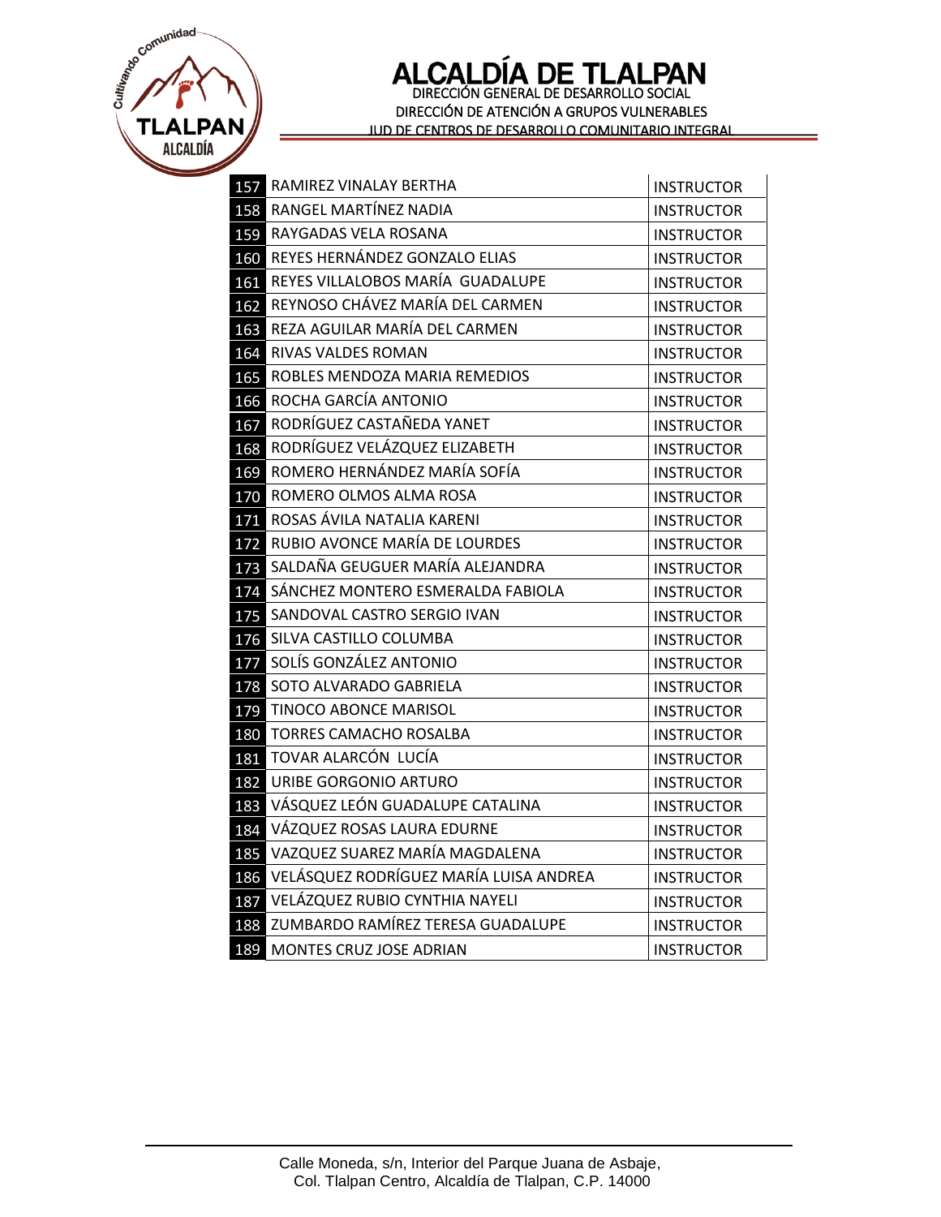# ALCALDÍA DE TLALPAN

DIRECCIÓN GENERAL DE DESARROLLO SOCIAL
DIRECCIÓN DE ATENCIÓN A GRUPOS VULNERABLES
JUD DE CENTROS DE DESARROLLO COMUNITARIO INTEGRAL

| | | |
|---|---|---|
| 157 | RAMIREZ VINALAY BERTHA | INSTRUCTOR |
| 158 | RANGEL MARTÍNEZ NADIA | INSTRUCTOR |
| 159 | RAYGADAS VELA ROSANA | INSTRUCTOR |
| 160 | REYES HERNÁNDEZ GONZALO ELIAS | INSTRUCTOR |
| 161 | REYES VILLALOBOS MARÍA GUADALUPE | INSTRUCTOR |
| 162 | REYNOSO CHÁVEZ MARÍA DEL CARMEN | INSTRUCTOR |
| 163 | REZA AGUILAR MARÍA DEL CARMEN | INSTRUCTOR |
| 164 | RIVAS VALDES ROMAN | INSTRUCTOR |
| 165 | ROBLES MENDOZA MARIA REMEDIOS | INSTRUCTOR |
| 166 | ROCHA GARCÍA ANTONIO | INSTRUCTOR |
| 167 | RODRÍGUEZ CASTAÑEDA YANET | INSTRUCTOR |
| 168 | RODRÍGUEZ VELÁZQUEZ ELIZABETH | INSTRUCTOR |
| 169 | ROMERO HERNÁNDEZ MARÍA SOFÍA | INSTRUCTOR |
| 170 | ROMERO OLMOS ALMA ROSA | INSTRUCTOR |
| 171 | ROSAS ÁVILA NATALIA KARENI | INSTRUCTOR |
| 172 | RUBIO AVONCE MARÍA DE LOURDES | INSTRUCTOR |
| 173 | SALDAÑA GEUGUER MARÍA ALEJANDRA | INSTRUCTOR |
| 174 | SÁNCHEZ MONTERO ESMERALDA FABIOLA | INSTRUCTOR |
| 175 | SANDOVAL CASTRO SERGIO IVAN | INSTRUCTOR |
| 176 | SILVA CASTILLO COLUMBA | INSTRUCTOR |
| 177 | SOLÍS GONZÁLEZ ANTONIO | INSTRUCTOR |
| 178 | SOTO ALVARADO GABRIELA | INSTRUCTOR |
| 179 | TINOCO ABONCE MARISOL | INSTRUCTOR |
| 180 | TORRES CAMACHO ROSALBA | INSTRUCTOR |
| 181 | TOVAR ALARCÓN LUCÍA | INSTRUCTOR |
| 182 | URIBE GORGONIO ARTURO | INSTRUCTOR |
| 183 | VÁSQUEZ LEÓN GUADALUPE CATALINA | INSTRUCTOR |
| 184 | VÁZQUEZ ROSAS LAURA EDURNE | INSTRUCTOR |
| 185 | VAZQUEZ SUAREZ MARÍA MAGDALENA | INSTRUCTOR |
| 186 | VELÁSQUEZ RODRÍGUEZ MARÍA LUISA ANDREA | INSTRUCTOR |
| 187 | VELÁZQUEZ RUBIO CYNTHIA NAYELI | INSTRUCTOR |
| 188 | ZUMBARDO RAMÍREZ TERESA GUADALUPE | INSTRUCTOR |
| 189 | MONTES CRUZ JOSE ADRIAN | INSTRUCTOR |

Calle Moneda, s/n, Interior del Parque Juana de Asbaje,
Col. Tlalpan Centro, Alcaldía de Tlalpan, C.P. 14000